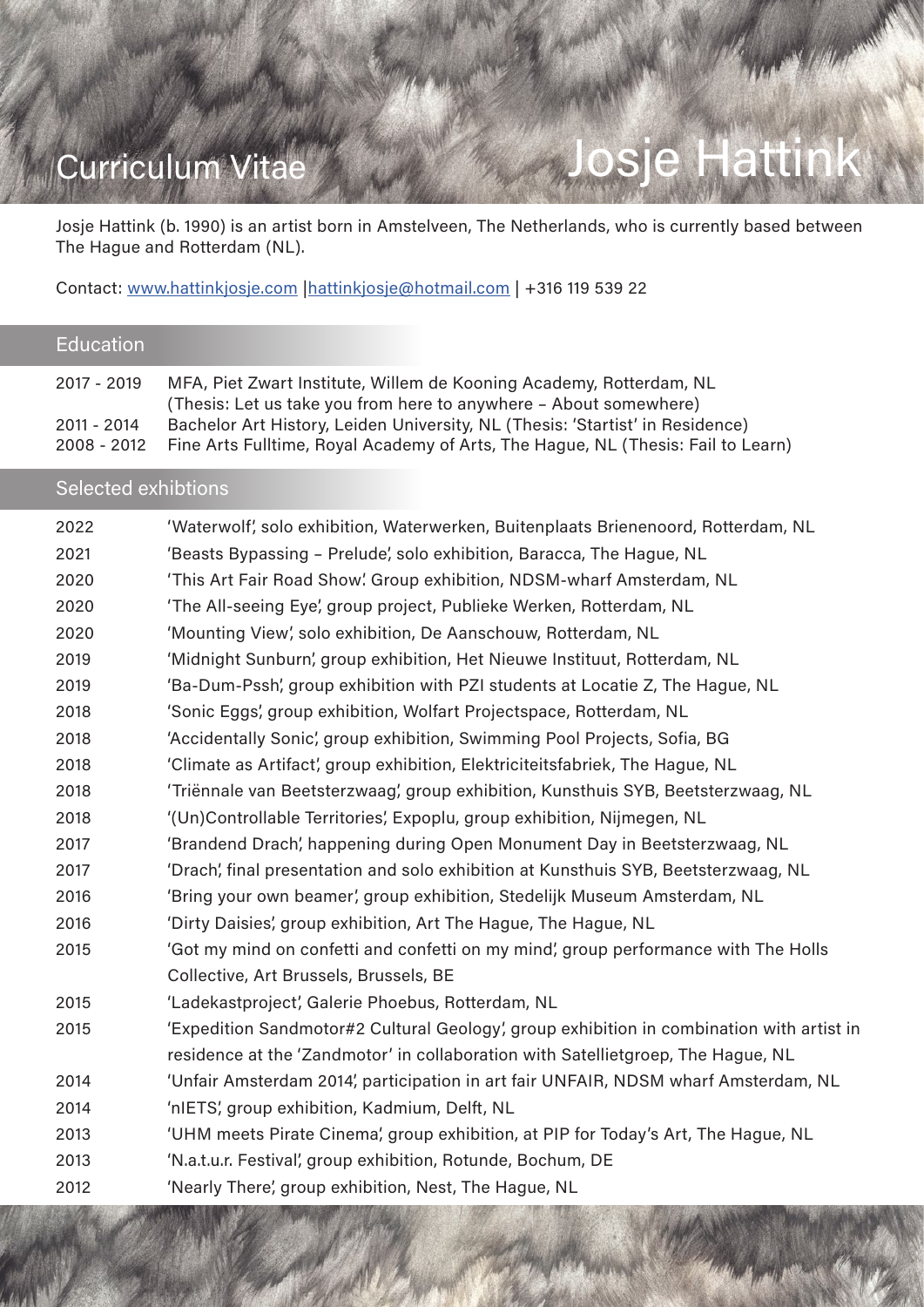# Curriculum Vitae — Josje Hattink

Josje Hattink (b. 1990) is an artist born in Amstelveen, The Netherlands, who is currently based between The Hague and Rotterdam (NL).

Contact: [www.hattinkjosje.com](http://www.hattinkjosje.com) |[hattinkjosje@hotmail.com](mailto:hattinkjosje@hotmail.com) | +316 119 539 22

## Education

| | |
|---|---|
| 2017 - 2019 | MFA, Piet Zwart Institute, Willem de Kooning Academy, Rotterdam, NL (Thesis: Let us take you from here to anywhere – About somewhere) |
| 2011 - 2014 | Bachelor Art History, Leiden University, NL (Thesis: 'Startist' in Residence) |
| 2008 - 2012 | Fine Arts Fulltime, Royal Academy of Arts, The Hague, NL (Thesis: Fail to Learn) |

## Selected exhibtions

| | |
|---|---|
| 2022 | 'Waterwolf', solo exhibition, Waterwerken, Buitenplaats Brienenoord, Rotterdam, NL |
| 2021 | 'Beasts Bypassing – Prelude', solo exhibition, Baracca, The Hague, NL |
| 2020 | 'This Art Fair Road Show'. Group exhibition, NDSM-wharf Amsterdam, NL |
| 2020 | 'The All-seeing Eye', group project, Publieke Werken, Rotterdam, NL |
| 2020 | 'Mounting View', solo exhibition, De Aanschouw, Rotterdam, NL |
| 2019 | 'Midnight Sunburn', group exhibition, Het Nieuwe Instituut, Rotterdam, NL |
| 2019 | 'Ba-Dum-Pssh', group exhibition with PZI students at Locatie Z, The Hague, NL |
| 2018 | 'Sonic Eggs', group exhibition, Wolfart Projectspace, Rotterdam, NL |
| 2018 | 'Accidentally Sonic', group exhibition, Swimming Pool Projects, Sofia, BG |
| 2018 | 'Climate as Artifact', group exhibition, Elektriciteitsfabriek, The Hague, NL |
| 2018 | 'Triënnale van Beetsterzwaag', group exhibition, Kunsthuis SYB, Beetsterzwaag, NL |
| 2018 | '(Un)Controllable Territories', Expoplu, group exhibition, Nijmegen, NL |
| 2017 | 'Brandend Drach', happening during Open Monument Day in Beetsterzwaag, NL |
| 2017 | 'Drach', final presentation and solo exhibition at Kunsthuis SYB, Beetsterzwaag, NL |
| 2016 | 'Bring your own beamer', group exhibition, Stedelijk Museum Amsterdam, NL |
| 2016 | 'Dirty Daisies', group exhibition, Art The Hague, The Hague, NL |
| 2015 | 'Got my mind on confetti and confetti on my mind', group performance with The Holls Collective, Art Brussels, Brussels, BE |
| 2015 | 'Ladekastproject', Galerie Phoebus, Rotterdam, NL |
| 2015 | 'Expedition Sandmotor#2 Cultural Geology', group exhibition in combination with artist in residence at the 'Zandmotor' in collaboration with Satellietgroep, The Hague, NL |
| 2014 | 'Unfair Amsterdam 2014', participation in art fair UNFAIR, NDSM wharf Amsterdam, NL |
| 2014 | 'nIETS', group exhibition, Kadmium, Delft, NL |
| 2013 | 'UHM meets Pirate Cinema', group exhibition, at PIP for Today's Art, The Hague, NL |
| 2013 | 'N.a.t.u.r. Festival', group exhibition, Rotunde, Bochum, DE |
| 2012 | 'Nearly There', group exhibition, Nest, The Hague, NL |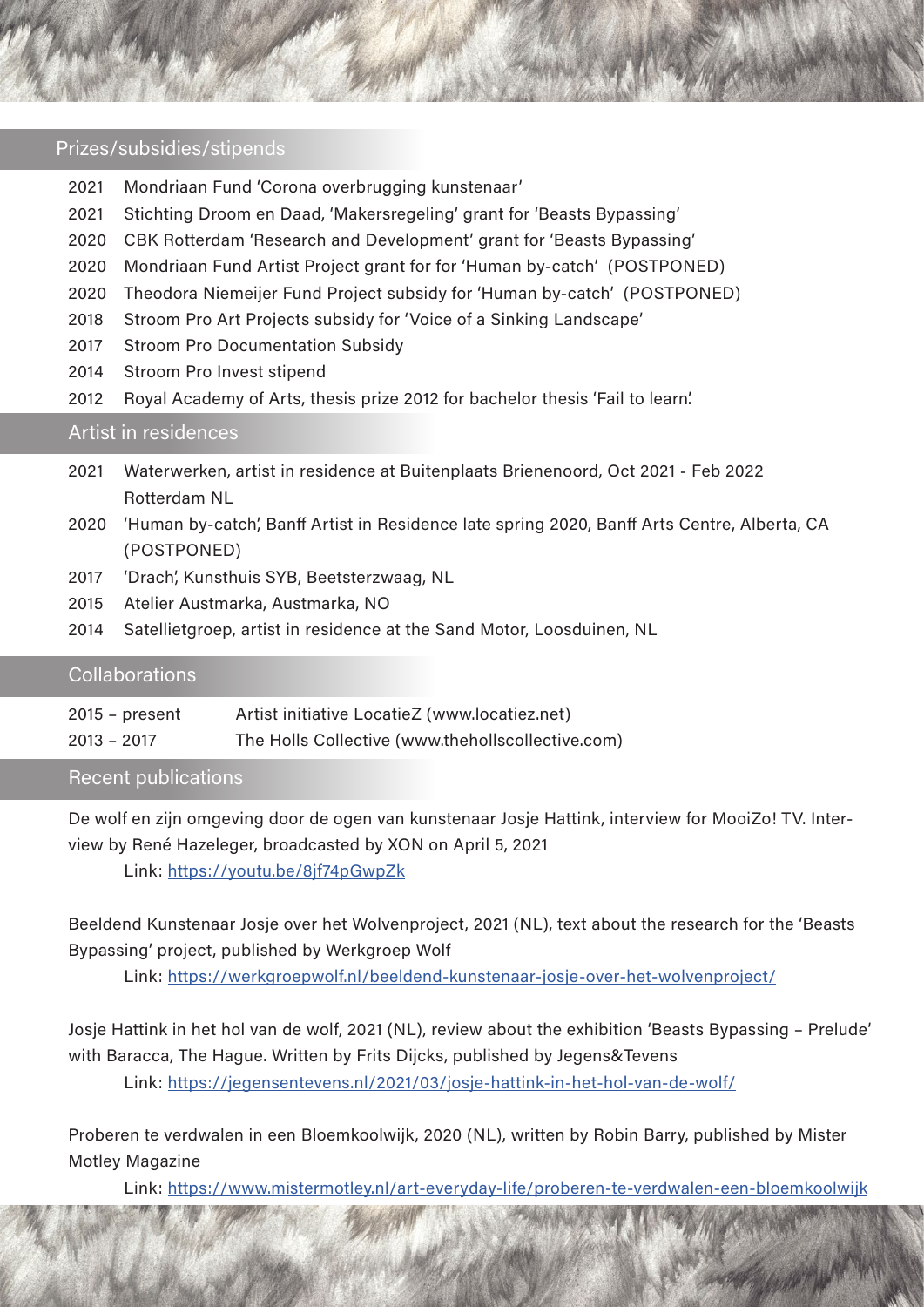## Prizes/subsidies/stipends

- 2021 Mondriaan Fund 'Corona overbrugging kunstenaar'
- 2021 Stichting Droom en Daad, 'Makersregeling' grant for 'Beasts Bypassing'
- 2020 CBK Rotterdam 'Research and Development' grant for 'Beasts Bypassing'
- 2020 Mondriaan Fund Artist Project grant for for 'Human by-catch' (POSTPONED)
- 2020 Theodora Niemeijer Fund Project subsidy for 'Human by-catch' (POSTPONED)
- 2018 Stroom Pro Art Projects subsidy for 'Voice of a Sinking Landscape'
- 2017 Stroom Pro Documentation Subsidy
- 2014 Stroom Pro Invest stipend
- 2012 Royal Academy of Arts, thesis prize 2012 for bachelor thesis 'Fail to learn'.

## Artist in residences

- 2021 Waterwerken, artist in residence at Buitenplaats Brienenoord, Oct 2021 - Feb 2022 Rotterdam NL
- 2020 'Human by-catch', Banff Artist in Residence late spring 2020, Banff Arts Centre, Alberta, CA (POSTPONED)
- 2017 'Drach', Kunsthuis SYB, Beetsterzwaag, NL
- 2015 Atelier Austmarka, Austmarka, NO
- 2014 Satellietgroep, artist in residence at the Sand Motor, Loosduinen, NL

## Collaborations

- 2015 – present Artist initiative LocatieZ (www.locatiez.net)
- 2013 – 2017 The Holls Collective (www.thehollscollective.com)

## Recent publications

De wolf en zijn omgeving door de ogen van kunstenaar Josje Hattink, interview for MooiZo! TV. Interview by René Hazeleger, broadcasted by XON on April 5, 2021

Link: https://youtu.be/8jf74pGwpZk

Beeldend Kunstenaar Josje over het Wolvenproject, 2021 (NL), text about the research for the 'Beasts Bypassing' project, published by Werkgroep Wolf

Link: https://werkgroepwolf.nl/beeldend-kunstenaar-josje-over-het-wolvenproject/

Josje Hattink in het hol van de wolf, 2021 (NL), review about the exhibition 'Beasts Bypassing – Prelude' with Baracca, The Hague. Written by Frits Dijcks, published by Jegens&Tevens

Link: https://jegensentevens.nl/2021/03/josje-hattink-in-het-hol-van-de-wolf/

Proberen te verdwalen in een Bloemkoolwijk, 2020 (NL), written by Robin Barry, published by Mister Motley Magazine

Link: https://www.mistermotley.nl/art-everyday-life/proberen-te-verdwalen-een-bloemkoolwijk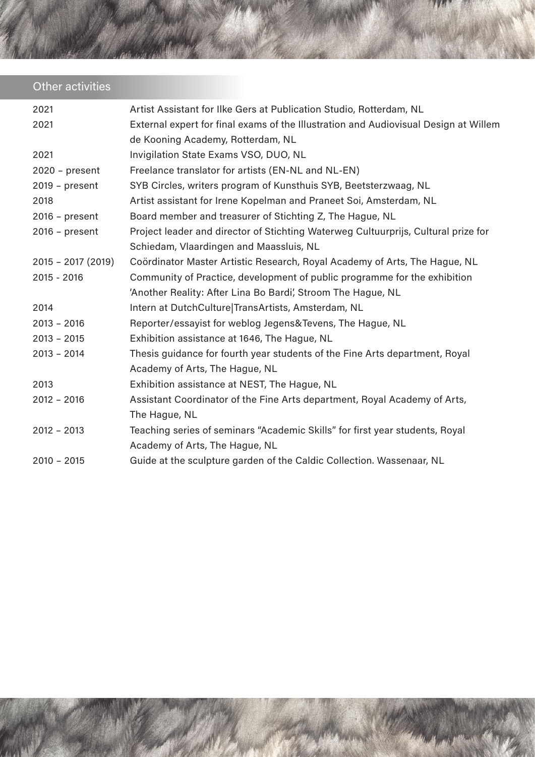## Other activities

| | |
|---|---|
| 2021 | Artist Assistant for Ilke Gers at Publication Studio, Rotterdam, NL |
| 2021 | External expert for final exams of the Illustration and Audiovisual Design at Willem de Kooning Academy, Rotterdam, NL |
| 2021 | Invigilation State Exams VSO, DUO, NL |
| 2020 – present | Freelance translator for artists (EN-NL and NL-EN) |
| 2019 – present | SYB Circles, writers program of Kunsthuis SYB, Beetsterzwaag, NL |
| 2018 | Artist assistant for Irene Kopelman and Praneet Soi, Amsterdam, NL |
| 2016 – present | Board member and treasurer of Stichting Z, The Hague, NL |
| 2016 – present | Project leader and director of Stichting Waterweg Cultuurprijs, Cultural prize for Schiedam, Vlaardingen and Maassluis, NL |
| 2015 – 2017 (2019) | Coördinator Master Artistic Research, Royal Academy of Arts, The Hague, NL |
| 2015 - 2016 | Community of Practice, development of public programme for the exhibition 'Another Reality: After Lina Bo Bardi', Stroom The Hague, NL |
| 2014 | Intern at DutchCulture\|TransArtists, Amsterdam, NL |
| 2013 – 2016 | Reporter/essayist for weblog Jegens&Tevens, The Hague, NL |
| 2013 – 2015 | Exhibition assistance at 1646, The Hague, NL |
| 2013 – 2014 | Thesis guidance for fourth year students of the Fine Arts department, Royal Academy of Arts, The Hague, NL |
| 2013 | Exhibition assistance at NEST, The Hague, NL |
| 2012 – 2016 | Assistant Coordinator of the Fine Arts department, Royal Academy of Arts, The Hague, NL |
| 2012 – 2013 | Teaching series of seminars "Academic Skills" for first year students, Royal Academy of Arts, The Hague, NL |
| 2010 – 2015 | Guide at the sculpture garden of the Caldic Collection. Wassenaar, NL |